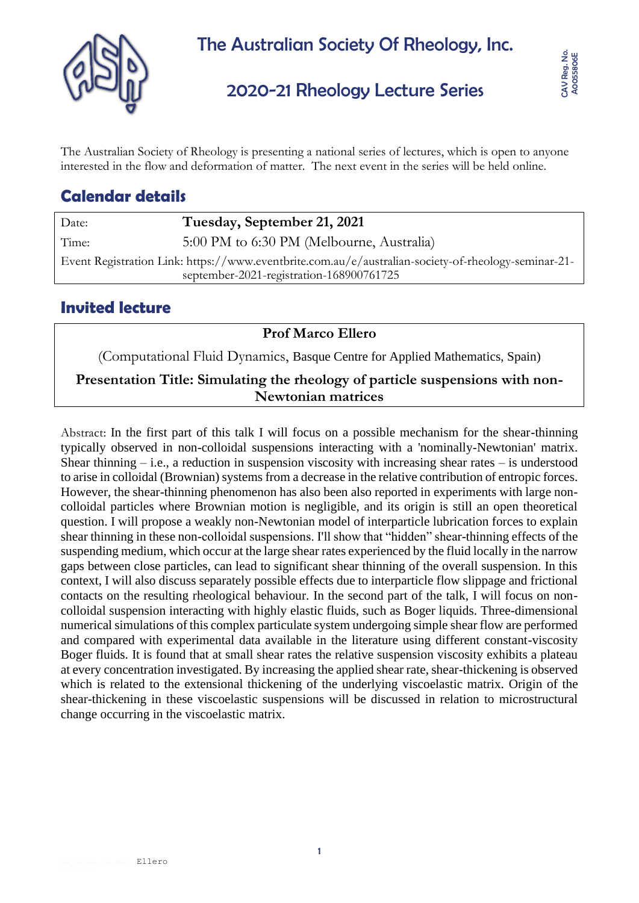# The Australian Society Of Rheology, Inc.

## 2020-21 Rheology Lecture Series

CAV Reg. No. A0055806E

The Australian Society of Rheology is presenting a national series of lectures, which is open to anyone interested in the flow and deformation of matter. The next event in the series will be held online.

## Calendar details

| | |
|---|---|
| Date: | **Tuesday, September 21, 2021** |
| Time: | 5:00 PM to 6:30 PM (Melbourne, Australia) |
| Event Registration Link: | https://www.eventbrite.com.au/e/australian-society-of-rheology-seminar-21-september-2021-registration-168900761725 |

## Invited lecture

**Prof Marco Ellero**

(Computational Fluid Dynamics, Basque Centre for Applied Mathematics, Spain)

**Presentation Title: Simulating the rheology of particle suspensions with non-Newtonian matrices**

Abstract: In the first part of this talk I will focus on a possible mechanism for the shear-thinning typically observed in non-colloidal suspensions interacting with a 'nominally-Newtonian' matrix. Shear thinning – i.e., a reduction in suspension viscosity with increasing shear rates – is understood to arise in colloidal (Brownian) systems from a decrease in the relative contribution of entropic forces. However, the shear-thinning phenomenon has also been also reported in experiments with large non-colloidal particles where Brownian motion is negligible, and its origin is still an open theoretical question. I will propose a weakly non-Newtonian model of interparticle lubrication forces to explain shear thinning in these non-colloidal suspensions. I'll show that "hidden" shear-thinning effects of the suspending medium, which occur at the large shear rates experienced by the fluid locally in the narrow gaps between close particles, can lead to significant shear thinning of the overall suspension. In this context, I will also discuss separately possible effects due to interparticle flow slippage and frictional contacts on the resulting rheological behaviour. In the second part of the talk, I will focus on non-colloidal suspension interacting with highly elastic fluids, such as Boger liquids. Three-dimensional numerical simulations of this complex particulate system undergoing simple shear flow are performed and compared with experimental data available in the literature using different constant-viscosity Boger fluids. It is found that at small shear rates the relative suspension viscosity exhibits a plateau at every concentration investigated. By increasing the applied shear rate, shear-thickening is observed which is related to the extensional thickening of the underlying viscoelastic matrix. Origin of the shear-thickening in these viscoelastic suspensions will be discussed in relation to microstructural change occurring in the viscoelastic matrix.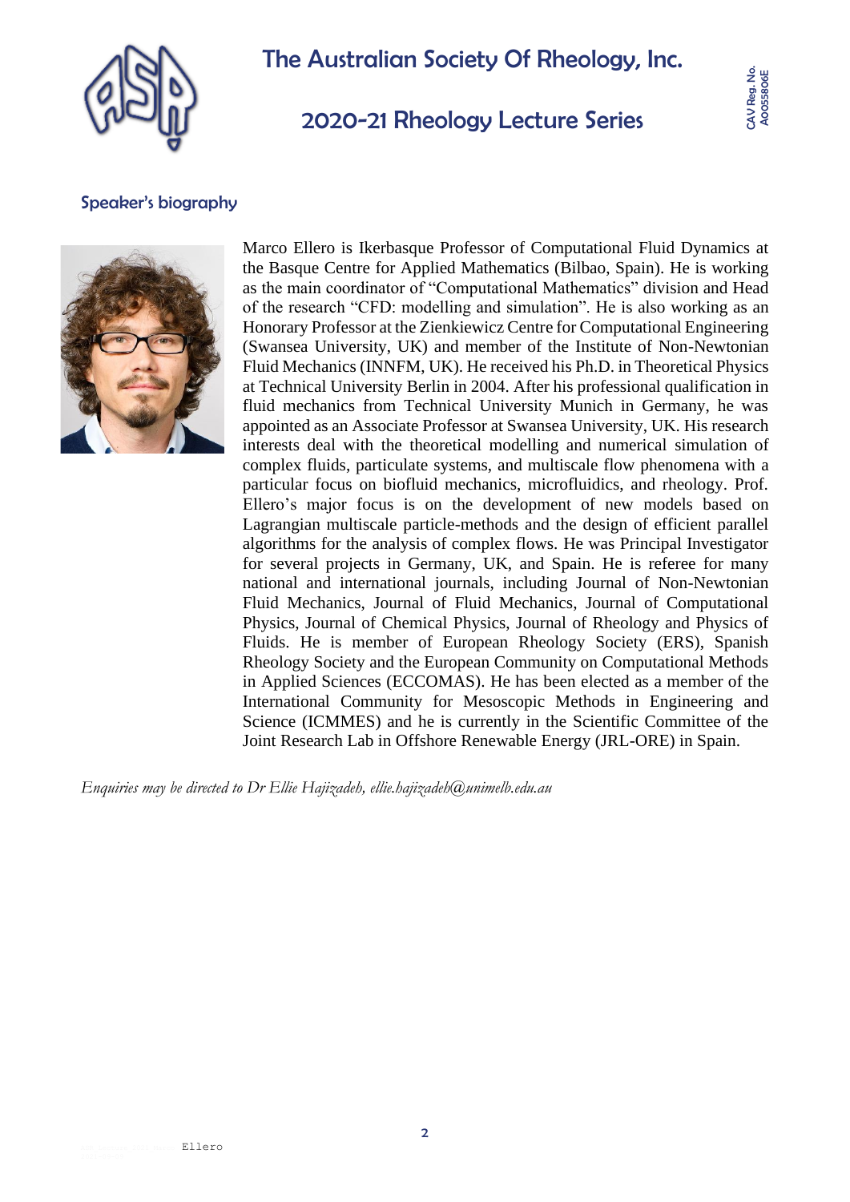# The Australian Society Of Rheology, Inc.

## 2020-21 Rheology Lecture Series

CAV Reg. No. A0055806E

### Speaker's biography

Marco Ellero is Ikerbasque Professor of Computational Fluid Dynamics at the Basque Centre for Applied Mathematics (Bilbao, Spain). He is working as the main coordinator of "Computational Mathematics" division and Head of the research "CFD: modelling and simulation". He is also working as an Honorary Professor at the Zienkiewicz Centre for Computational Engineering (Swansea University, UK) and member of the Institute of Non-Newtonian Fluid Mechanics (INNFM, UK). He received his Ph.D. in Theoretical Physics at Technical University Berlin in 2004. After his professional qualification in fluid mechanics from Technical University Munich in Germany, he was appointed as an Associate Professor at Swansea University, UK. His research interests deal with the theoretical modelling and numerical simulation of complex fluids, particulate systems, and multiscale flow phenomena with a particular focus on biofluid mechanics, microfluidics, and rheology. Prof. Ellero's major focus is on the development of new models based on Lagrangian multiscale particle-methods and the design of efficient parallel algorithms for the analysis of complex flows. He was Principal Investigator for several projects in Germany, UK, and Spain. He is referee for many national and international journals, including Journal of Non-Newtonian Fluid Mechanics, Journal of Fluid Mechanics, Journal of Computational Physics, Journal of Chemical Physics, Journal of Rheology and Physics of Fluids. He is member of European Rheology Society (ERS), Spanish Rheology Society and the European Community on Computational Methods in Applied Sciences (ECCOMAS). He has been elected as a member of the International Community for Mesoscopic Methods in Engineering and Science (ICMMES) and he is currently in the Scientific Committee of the Joint Research Lab in Offshore Renewable Energy (JRL-ORE) in Spain.

*Enquiries may be directed to Dr Ellie Hajizadeh, ellie.hajizadeh@unimelb.edu.au*